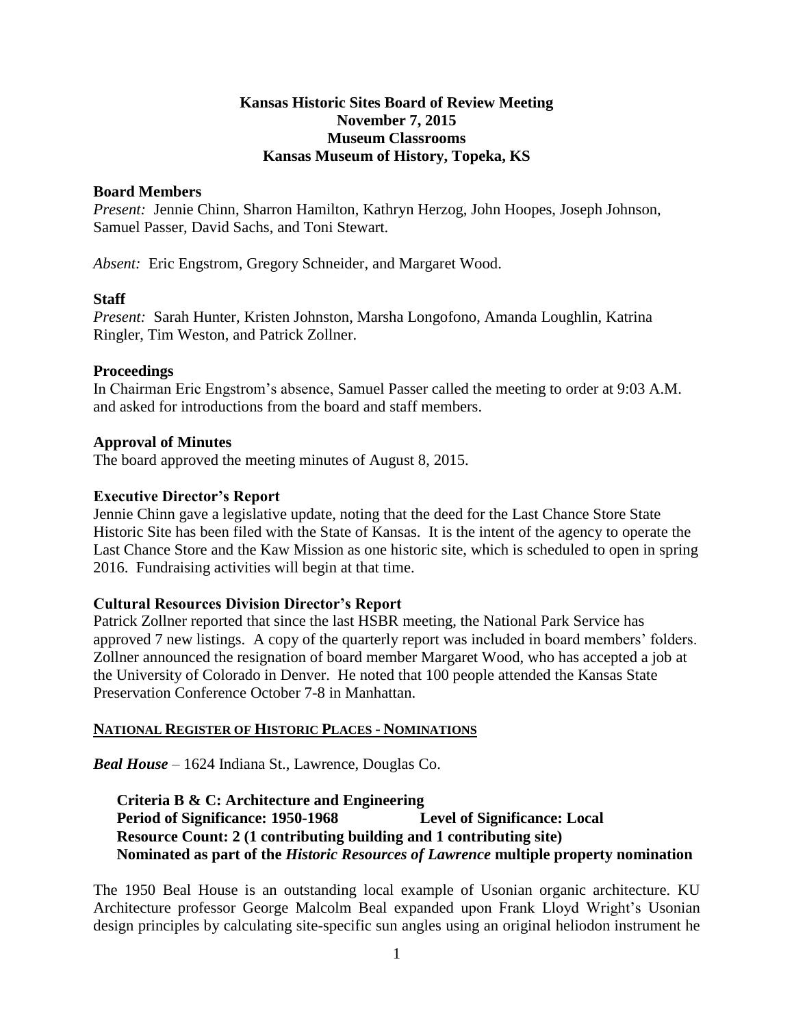# Kansas Historic Sites Board of Review Meeting
## November 7, 2015
## Museum Classrooms
## Kansas Museum of History, Topeka, KS

### Board Members

*Present:* Jennie Chinn, Sharron Hamilton, Kathryn Herzog, John Hoopes, Joseph Johnson, Samuel Passer, David Sachs, and Toni Stewart.

*Absent:* Eric Engstrom, Gregory Schneider, and Margaret Wood.

### Staff

*Present:* Sarah Hunter, Kristen Johnston, Marsha Longofono, Amanda Loughlin, Katrina Ringler, Tim Weston, and Patrick Zollner.

### Proceedings

In Chairman Eric Engstrom's absence, Samuel Passer called the meeting to order at 9:03 A.M. and asked for introductions from the board and staff members.

### Approval of Minutes

The board approved the meeting minutes of August 8, 2015.

### Executive Director's Report

Jennie Chinn gave a legislative update, noting that the deed for the Last Chance Store State Historic Site has been filed with the State of Kansas. It is the intent of the agency to operate the Last Chance Store and the Kaw Mission as one historic site, which is scheduled to open in spring 2016. Fundraising activities will begin at that time.

### Cultural Resources Division Director's Report

Patrick Zollner reported that since the last HSBR meeting, the National Park Service has approved 7 new listings. A copy of the quarterly report was included in board members' folders. Zollner announced the resignation of board member Margaret Wood, who has accepted a job at the University of Colorado in Denver. He noted that 100 people attended the Kansas State Preservation Conference October 7-8 in Manhattan.

## NATIONAL REGISTER OF HISTORIC PLACES - NOMINATIONS

***Beal House*** – 1624 Indiana St., Lawrence, Douglas Co.

**Criteria B & C: Architecture and Engineering**
**Period of Significance: 1950-1968** **Level of Significance: Local**
**Resource Count: 2 (1 contributing building and 1 contributing site)**
**Nominated as part of the *Historic Resources of Lawrence* multiple property nomination**

The 1950 Beal House is an outstanding local example of Usonian organic architecture. KU Architecture professor George Malcolm Beal expanded upon Frank Lloyd Wright's Usonian design principles by calculating site-specific sun angles using an original heliodon instrument he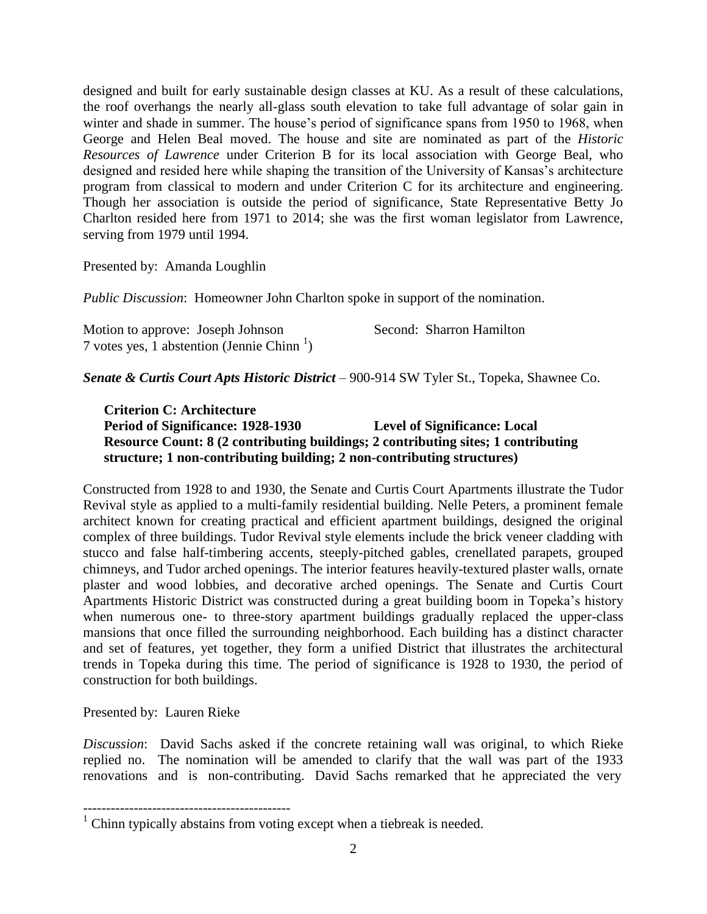designed and built for early sustainable design classes at KU. As a result of these calculations, the roof overhangs the nearly all-glass south elevation to take full advantage of solar gain in winter and shade in summer. The house's period of significance spans from 1950 to 1968, when George and Helen Beal moved. The house and site are nominated as part of the *Historic Resources of Lawrence* under Criterion B for its local association with George Beal, who designed and resided here while shaping the transition of the University of Kansas's architecture program from classical to modern and under Criterion C for its architecture and engineering. Though her association is outside the period of significance, State Representative Betty Jo Charlton resided here from 1971 to 2014; she was the first woman legislator from Lawrence, serving from 1979 until 1994.

Presented by: Amanda Loughlin

*Public Discussion*: Homeowner John Charlton spoke in support of the nomination.

Motion to approve: Joseph Johnson  Second: Sharron Hamilton
7 votes yes, 1 abstention (Jennie Chinn [1])

***Senate & Curtis Court Apts Historic District*** – 900-914 SW Tyler St., Topeka, Shawnee Co.

**Criterion C: Architecture**
**Period of Significance: 1928-1930  Level of Significance: Local**
**Resource Count: 8 (2 contributing buildings; 2 contributing sites; 1 contributing structure; 1 non-contributing building; 2 non-contributing structures)**

Constructed from 1928 to and 1930, the Senate and Curtis Court Apartments illustrate the Tudor Revival style as applied to a multi-family residential building. Nelle Peters, a prominent female architect known for creating practical and efficient apartment buildings, designed the original complex of three buildings. Tudor Revival style elements include the brick veneer cladding with stucco and false half-timbering accents, steeply-pitched gables, crenellated parapets, grouped chimneys, and Tudor arched openings. The interior features heavily-textured plaster walls, ornate plaster and wood lobbies, and decorative arched openings. The Senate and Curtis Court Apartments Historic District was constructed during a great building boom in Topeka's history when numerous one- to three-story apartment buildings gradually replaced the upper-class mansions that once filled the surrounding neighborhood. Each building has a distinct character and set of features, yet together, they form a unified District that illustrates the architectural trends in Topeka during this time. The period of significance is 1928 to 1930, the period of construction for both buildings.

Presented by: Lauren Rieke

*Discussion*: David Sachs asked if the concrete retaining wall was original, to which Rieke replied no. The nomination will be amended to clarify that the wall was part of the 1933 renovations and is non-contributing. David Sachs remarked that he appreciated the very

---

[1] Chinn typically abstains from voting except when a tiebreak is needed.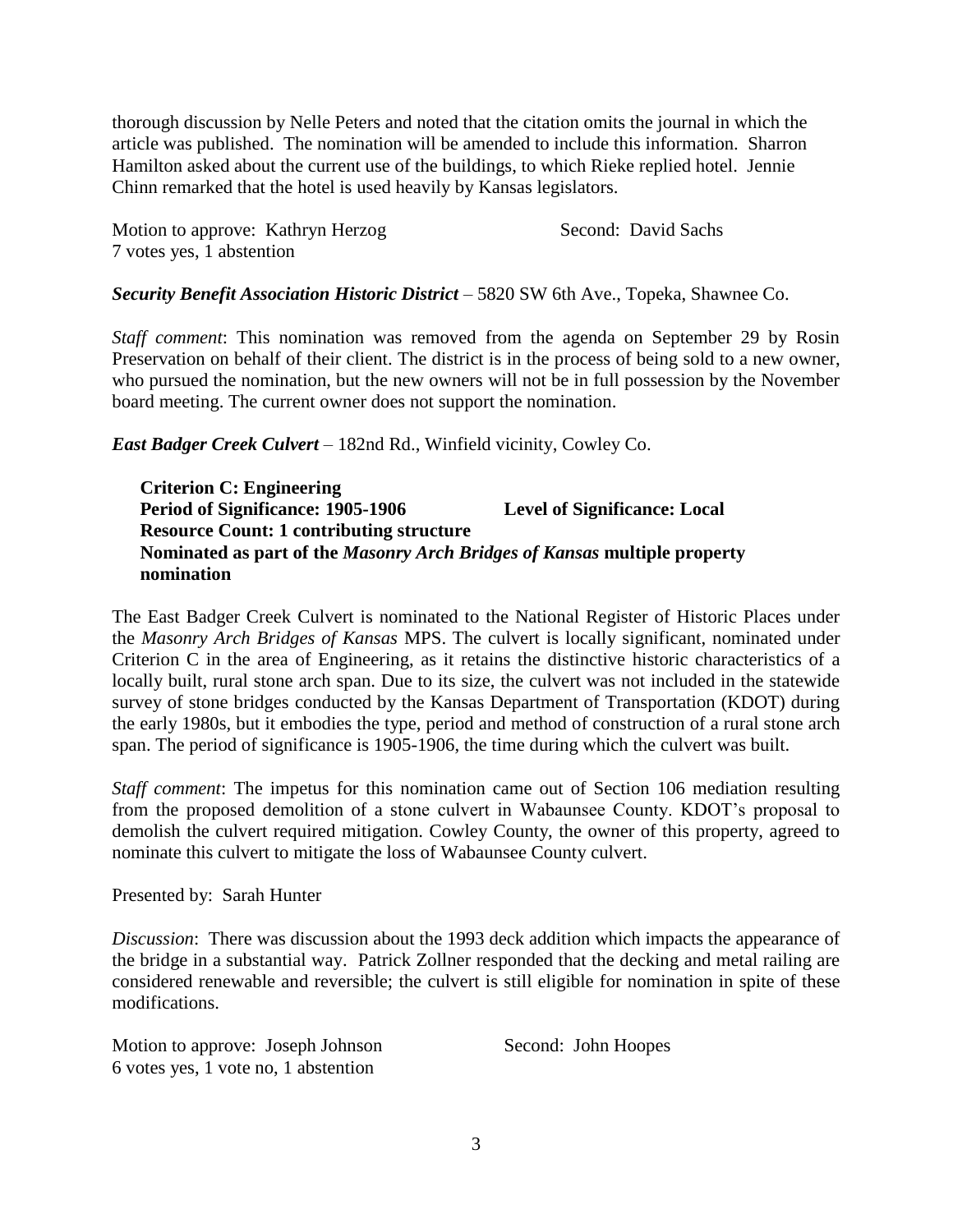thorough discussion by Nelle Peters and noted that the citation omits the journal in which the article was published. The nomination will be amended to include this information. Sharron Hamilton asked about the current use of the buildings, to which Rieke replied hotel. Jennie Chinn remarked that the hotel is used heavily by Kansas legislators.

Motion to approve: Kathryn Herzog Second: David Sachs
7 votes yes, 1 abstention

***Security Benefit Association Historic District*** – 5820 SW 6th Ave., Topeka, Shawnee Co.

*Staff comment*: This nomination was removed from the agenda on September 29 by Rosin Preservation on behalf of their client. The district is in the process of being sold to a new owner, who pursued the nomination, but the new owners will not be in full possession by the November board meeting. The current owner does not support the nomination.

***East Badger Creek Culvert*** – 182nd Rd., Winfield vicinity, Cowley Co.

**Criterion C: Engineering**
**Period of Significance: 1905-1906 Level of Significance: Local**
**Resource Count: 1 contributing structure**
**Nominated as part of the *Masonry Arch Bridges of Kansas* multiple property nomination**

The East Badger Creek Culvert is nominated to the National Register of Historic Places under the *Masonry Arch Bridges of Kansas* MPS. The culvert is locally significant, nominated under Criterion C in the area of Engineering, as it retains the distinctive historic characteristics of a locally built, rural stone arch span. Due to its size, the culvert was not included in the statewide survey of stone bridges conducted by the Kansas Department of Transportation (KDOT) during the early 1980s, but it embodies the type, period and method of construction of a rural stone arch span. The period of significance is 1905-1906, the time during which the culvert was built.

*Staff comment*: The impetus for this nomination came out of Section 106 mediation resulting from the proposed demolition of a stone culvert in Wabaunsee County. KDOT's proposal to demolish the culvert required mitigation. Cowley County, the owner of this property, agreed to nominate this culvert to mitigate the loss of Wabaunsee County culvert.

Presented by: Sarah Hunter

*Discussion*: There was discussion about the 1993 deck addition which impacts the appearance of the bridge in a substantial way. Patrick Zollner responded that the decking and metal railing are considered renewable and reversible; the culvert is still eligible for nomination in spite of these modifications.

Motion to approve: Joseph Johnson Second: John Hoopes
6 votes yes, 1 vote no, 1 abstention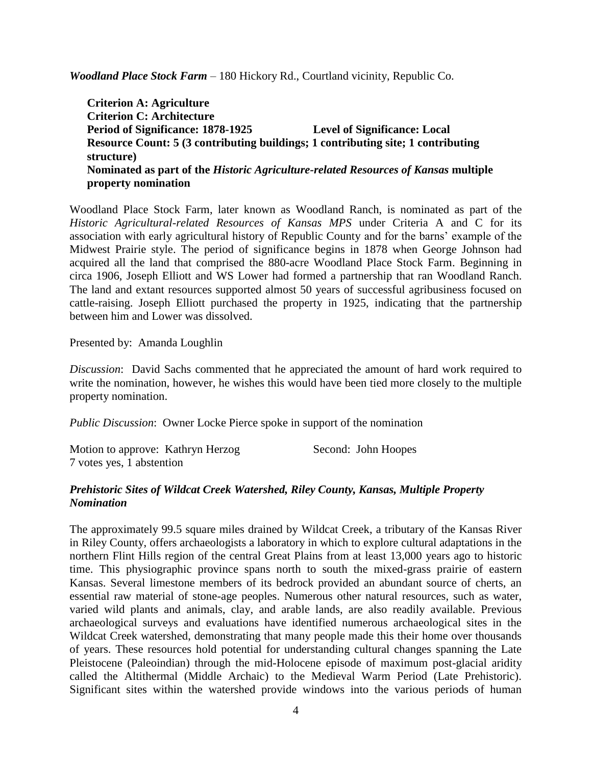***Woodland Place Stock Farm*** – 180 Hickory Rd., Courtland vicinity, Republic Co.

> **Criterion A: Agriculture**
> **Criterion C: Architecture**
> **Period of Significance: 1878-1925** **Level of Significance: Local**
> **Resource Count: 5 (3 contributing buildings; 1 contributing site; 1 contributing structure)**
> **Nominated as part of the *Historic Agriculture-related Resources of Kansas* multiple property nomination**

Woodland Place Stock Farm, later known as Woodland Ranch, is nominated as part of the *Historic Agricultural-related Resources of Kansas MPS* under Criteria A and C for its association with early agricultural history of Republic County and for the barns' example of the Midwest Prairie style. The period of significance begins in 1878 when George Johnson had acquired all the land that comprised the 880-acre Woodland Place Stock Farm. Beginning in circa 1906, Joseph Elliott and WS Lower had formed a partnership that ran Woodland Ranch. The land and extant resources supported almost 50 years of successful agribusiness focused on cattle-raising. Joseph Elliott purchased the property in 1925, indicating that the partnership between him and Lower was dissolved.

Presented by: Amanda Loughlin

*Discussion*: David Sachs commented that he appreciated the amount of hard work required to write the nomination, however, he wishes this would have been tied more closely to the multiple property nomination.

*Public Discussion*: Owner Locke Pierce spoke in support of the nomination

Motion to approve: Kathryn Herzog Second: John Hoopes
7 votes yes, 1 abstention

***Prehistoric Sites of Wildcat Creek Watershed, Riley County, Kansas, Multiple Property Nomination***

The approximately 99.5 square miles drained by Wildcat Creek, a tributary of the Kansas River in Riley County, offers archaeologists a laboratory in which to explore cultural adaptations in the northern Flint Hills region of the central Great Plains from at least 13,000 years ago to historic time. This physiographic province spans north to south the mixed-grass prairie of eastern Kansas. Several limestone members of its bedrock provided an abundant source of cherts, an essential raw material of stone-age peoples. Numerous other natural resources, such as water, varied wild plants and animals, clay, and arable lands, are also readily available. Previous archaeological surveys and evaluations have identified numerous archaeological sites in the Wildcat Creek watershed, demonstrating that many people made this their home over thousands of years. These resources hold potential for understanding cultural changes spanning the Late Pleistocene (Paleoindian) through the mid-Holocene episode of maximum post-glacial aridity called the Altithermal (Middle Archaic) to the Medieval Warm Period (Late Prehistoric). Significant sites within the watershed provide windows into the various periods of human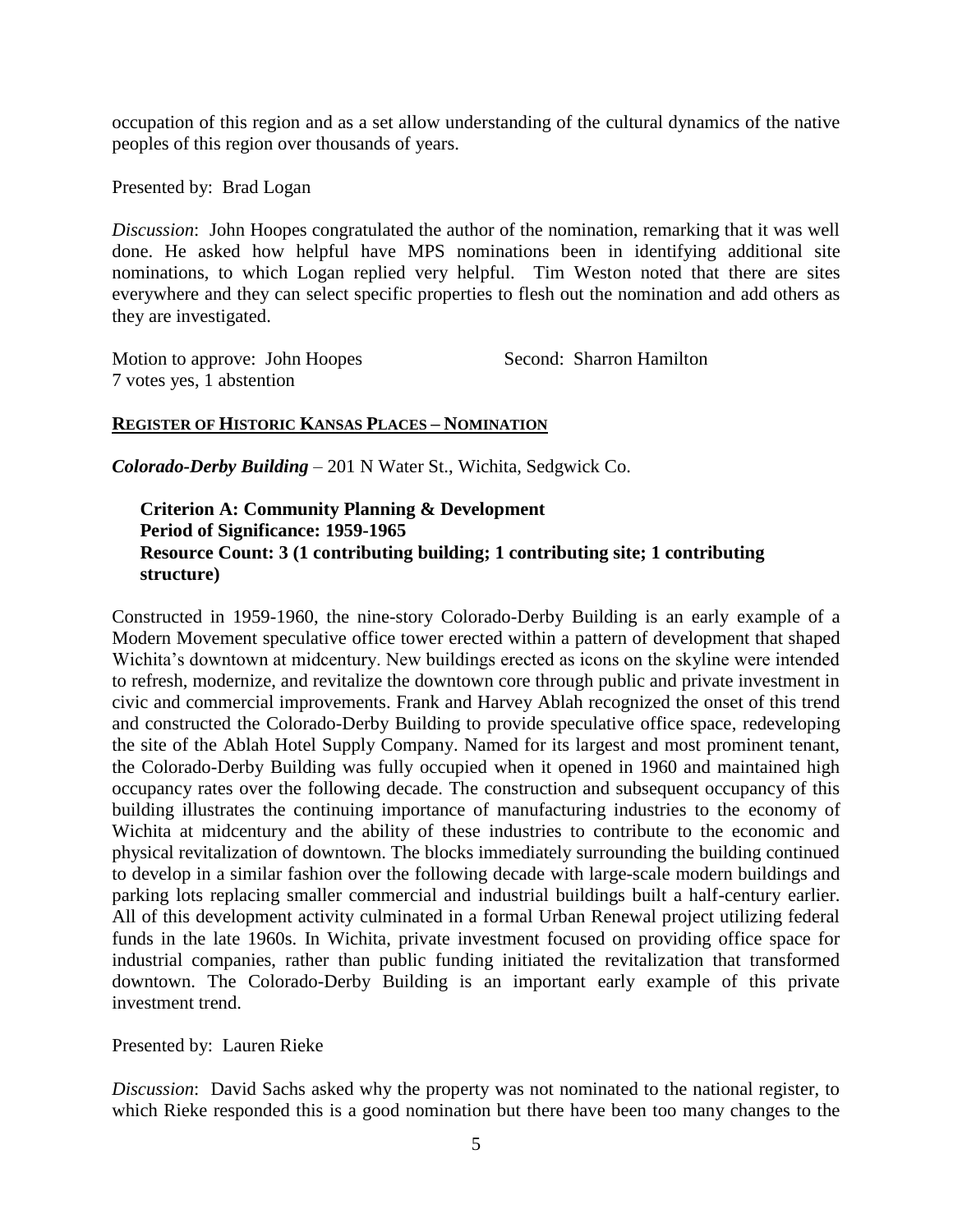occupation of this region and as a set allow understanding of the cultural dynamics of the native peoples of this region over thousands of years.

Presented by: Brad Logan

*Discussion*: John Hoopes congratulated the author of the nomination, remarking that it was well done. He asked how helpful have MPS nominations been in identifying additional site nominations, to which Logan replied very helpful. Tim Weston noted that there are sites everywhere and they can select specific properties to flesh out the nomination and add others as they are investigated.

Motion to approve: John Hoopes  Second: Sharron Hamilton
7 votes yes, 1 abstention

## REGISTER OF HISTORIC KANSAS PLACES – NOMINATION

***Colorado-Derby Building*** – 201 N Water St., Wichita, Sedgwick Co.

**Criterion A: Community Planning & Development**
**Period of Significance: 1959-1965**
**Resource Count: 3 (1 contributing building; 1 contributing site; 1 contributing structure)**

Constructed in 1959-1960, the nine-story Colorado-Derby Building is an early example of a Modern Movement speculative office tower erected within a pattern of development that shaped Wichita's downtown at midcentury. New buildings erected as icons on the skyline were intended to refresh, modernize, and revitalize the downtown core through public and private investment in civic and commercial improvements. Frank and Harvey Ablah recognized the onset of this trend and constructed the Colorado-Derby Building to provide speculative office space, redeveloping the site of the Ablah Hotel Supply Company. Named for its largest and most prominent tenant, the Colorado-Derby Building was fully occupied when it opened in 1960 and maintained high occupancy rates over the following decade. The construction and subsequent occupancy of this building illustrates the continuing importance of manufacturing industries to the economy of Wichita at midcentury and the ability of these industries to contribute to the economic and physical revitalization of downtown. The blocks immediately surrounding the building continued to develop in a similar fashion over the following decade with large-scale modern buildings and parking lots replacing smaller commercial and industrial buildings built a half-century earlier. All of this development activity culminated in a formal Urban Renewal project utilizing federal funds in the late 1960s. In Wichita, private investment focused on providing office space for industrial companies, rather than public funding initiated the revitalization that transformed downtown. The Colorado-Derby Building is an important early example of this private investment trend.

Presented by: Lauren Rieke

*Discussion*: David Sachs asked why the property was not nominated to the national register, to which Rieke responded this is a good nomination but there have been too many changes to the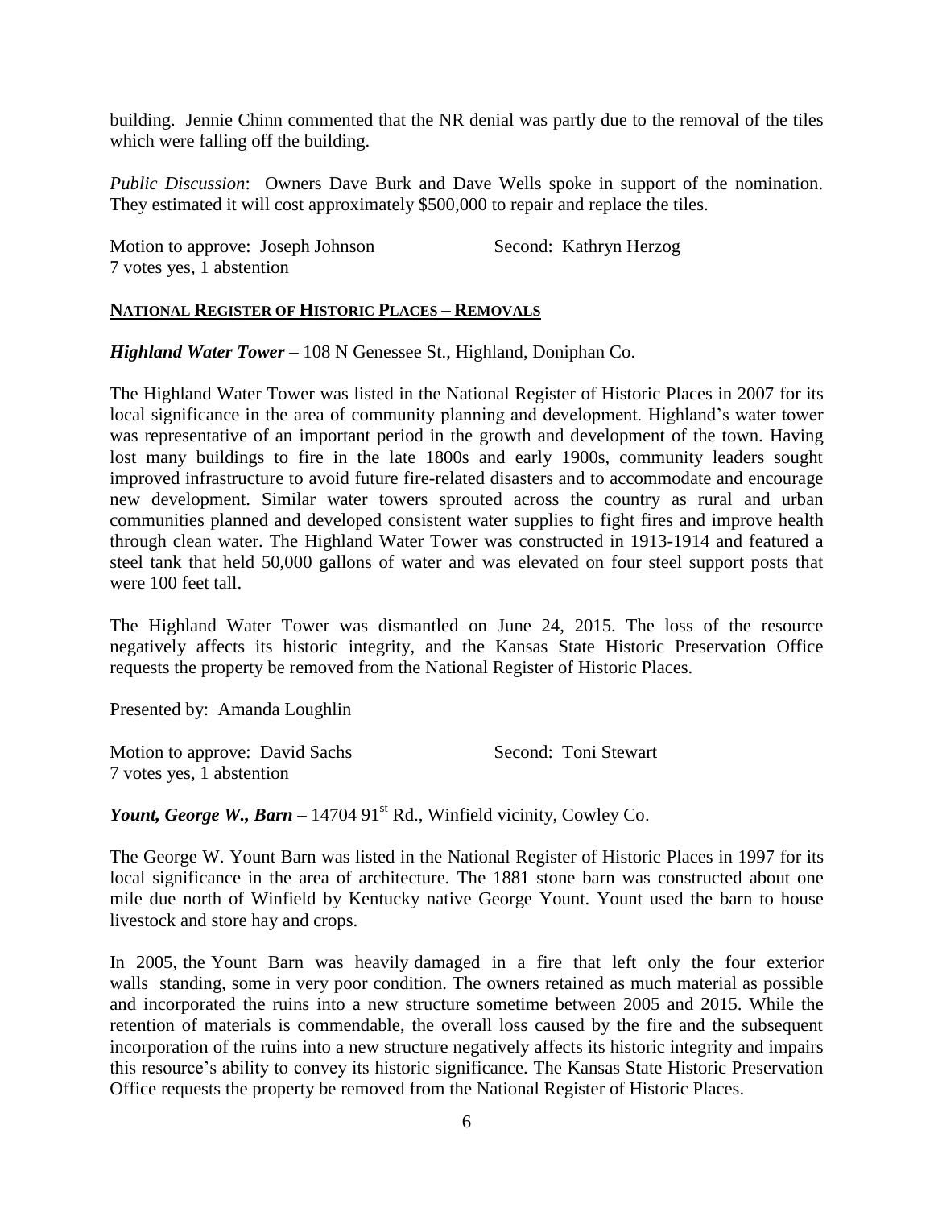building. Jennie Chinn commented that the NR denial was partly due to the removal of the tiles which were falling off the building.

*Public Discussion*: Owners Dave Burk and Dave Wells spoke in support of the nomination. They estimated it will cost approximately $500,000 to repair and replace the tiles.

Motion to approve: Joseph Johnson Second: Kathryn Herzog
7 votes yes, 1 abstention

## NATIONAL REGISTER OF HISTORIC PLACES – REMOVALS

***Highland Water Tower*** – 108 N Genessee St., Highland, Doniphan Co.

The Highland Water Tower was listed in the National Register of Historic Places in 2007 for its local significance in the area of community planning and development. Highland's water tower was representative of an important period in the growth and development of the town. Having lost many buildings to fire in the late 1800s and early 1900s, community leaders sought improved infrastructure to avoid future fire-related disasters and to accommodate and encourage new development. Similar water towers sprouted across the country as rural and urban communities planned and developed consistent water supplies to fight fires and improve health through clean water. The Highland Water Tower was constructed in 1913-1914 and featured a steel tank that held 50,000 gallons of water and was elevated on four steel support posts that were 100 feet tall.

The Highland Water Tower was dismantled on June 24, 2015. The loss of the resource negatively affects its historic integrity, and the Kansas State Historic Preservation Office requests the property be removed from the National Register of Historic Places.

Presented by: Amanda Loughlin

Motion to approve: David Sachs Second: Toni Stewart
7 votes yes, 1 abstention

***Yount, George W., Barn*** – 14704 91st Rd., Winfield vicinity, Cowley Co.

The George W. Yount Barn was listed in the National Register of Historic Places in 1997 for its local significance in the area of architecture. The 1881 stone barn was constructed about one mile due north of Winfield by Kentucky native George Yount. Yount used the barn to house livestock and store hay and crops.

In 2005, the Yount Barn was heavily damaged in a fire that left only the four exterior walls standing, some in very poor condition. The owners retained as much material as possible and incorporated the ruins into a new structure sometime between 2005 and 2015. While the retention of materials is commendable, the overall loss caused by the fire and the subsequent incorporation of the ruins into a new structure negatively affects its historic integrity and impairs this resource's ability to convey its historic significance. The Kansas State Historic Preservation Office requests the property be removed from the National Register of Historic Places.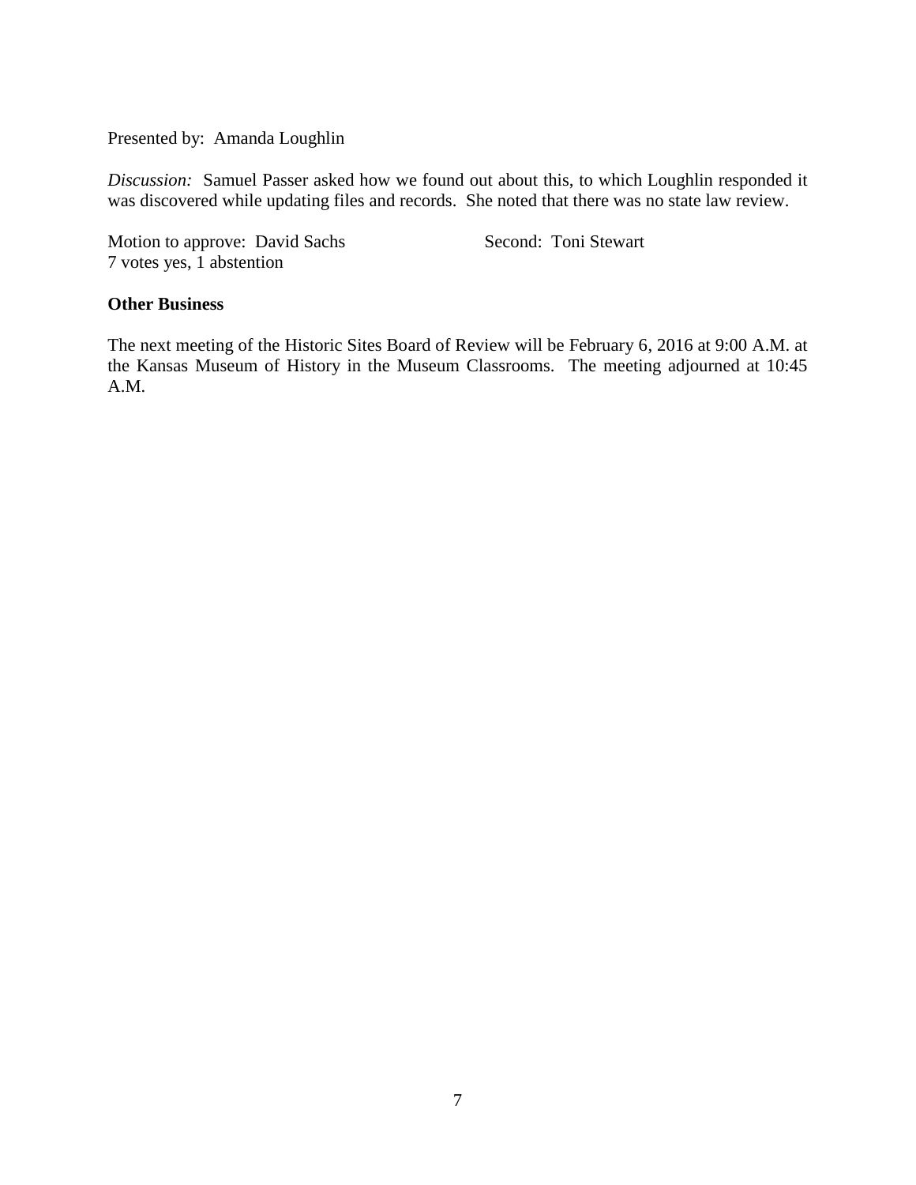Presented by: Amanda Loughlin

*Discussion:* Samuel Passer asked how we found out about this, to which Loughlin responded it was discovered while updating files and records. She noted that there was no state law review.

Motion to approve: David Sachs Second: Toni Stewart
7 votes yes, 1 abstention

**Other Business**

The next meeting of the Historic Sites Board of Review will be February 6, 2016 at 9:00 A.M. at the Kansas Museum of History in the Museum Classrooms. The meeting adjourned at 10:45 A.M.